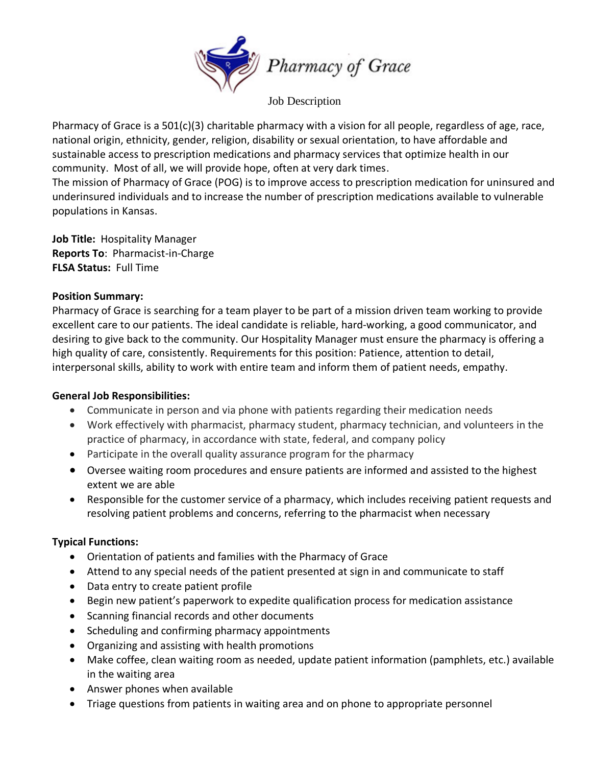# Pharmacy of Grace

Job Description

Pharmacy of Grace is a 501(c)(3) charitable pharmacy with a vision for all people, regardless of age, race, national origin, ethnicity, gender, religion, disability or sexual orientation, to have affordable and sustainable access to prescription medications and pharmacy services that optimize health in our community. Most of all, we will provide hope, often at very dark times.

The mission of Pharmacy of Grace (POG) is to improve access to prescription medication for uninsured and underinsured individuals and to increase the number of prescription medications available to vulnerable populations in Kansas.

**Job Title:** Hospitality Manager
**Reports To**: Pharmacist-in-Charge
**FLSA Status:** Full Time

**Position Summary:**
Pharmacy of Grace is searching for a team player to be part of a mission driven team working to provide excellent care to our patients. The ideal candidate is reliable, hard-working, a good communicator, and desiring to give back to the community. Our Hospitality Manager must ensure the pharmacy is offering a high quality of care, consistently. Requirements for this position: Patience, attention to detail, interpersonal skills, ability to work with entire team and inform them of patient needs, empathy.

**General Job Responsibilities:**

- Communicate in person and via phone with patients regarding their medication needs
- Work effectively with pharmacist, pharmacy student, pharmacy technician, and volunteers in the practice of pharmacy, in accordance with state, federal, and company policy
- Participate in the overall quality assurance program for the pharmacy
- Oversee waiting room procedures and ensure patients are informed and assisted to the highest extent we are able
- Responsible for the customer service of a pharmacy, which includes receiving patient requests and resolving patient problems and concerns, referring to the pharmacist when necessary

**Typical Functions:**

- Orientation of patients and families with the Pharmacy of Grace
- Attend to any special needs of the patient presented at sign in and communicate to staff
- Data entry to create patient profile
- Begin new patient's paperwork to expedite qualification process for medication assistance
- Scanning financial records and other documents
- Scheduling and confirming pharmacy appointments
- Organizing and assisting with health promotions
- Make coffee, clean waiting room as needed, update patient information (pamphlets, etc.) available in the waiting area
- Answer phones when available
- Triage questions from patients in waiting area and on phone to appropriate personnel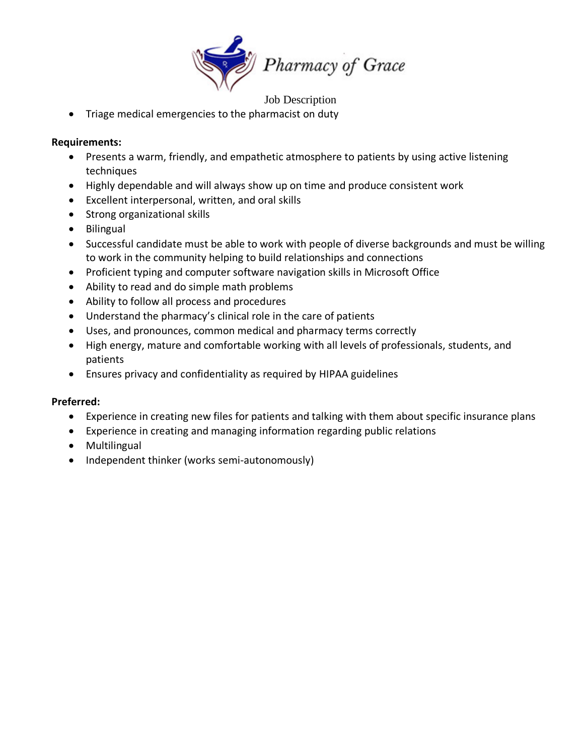Pharmacy of Grace

Job Description

- Triage medical emergencies to the pharmacist on duty

**Requirements:**

- Presents a warm, friendly, and empathetic atmosphere to patients by using active listening techniques
- Highly dependable and will always show up on time and produce consistent work
- Excellent interpersonal, written, and oral skills
- Strong organizational skills
- Bilingual
- Successful candidate must be able to work with people of diverse backgrounds and must be willing to work in the community helping to build relationships and connections
- Proficient typing and computer software navigation skills in Microsoft Office
- Ability to read and do simple math problems
- Ability to follow all process and procedures
- Understand the pharmacy's clinical role in the care of patients
- Uses, and pronounces, common medical and pharmacy terms correctly
- High energy, mature and comfortable working with all levels of professionals, students, and patients
- Ensures privacy and confidentiality as required by HIPAA guidelines

**Preferred:**

- Experience in creating new files for patients and talking with them about specific insurance plans
- Experience in creating and managing information regarding public relations
- Multilingual
- Independent thinker (works semi-autonomously)